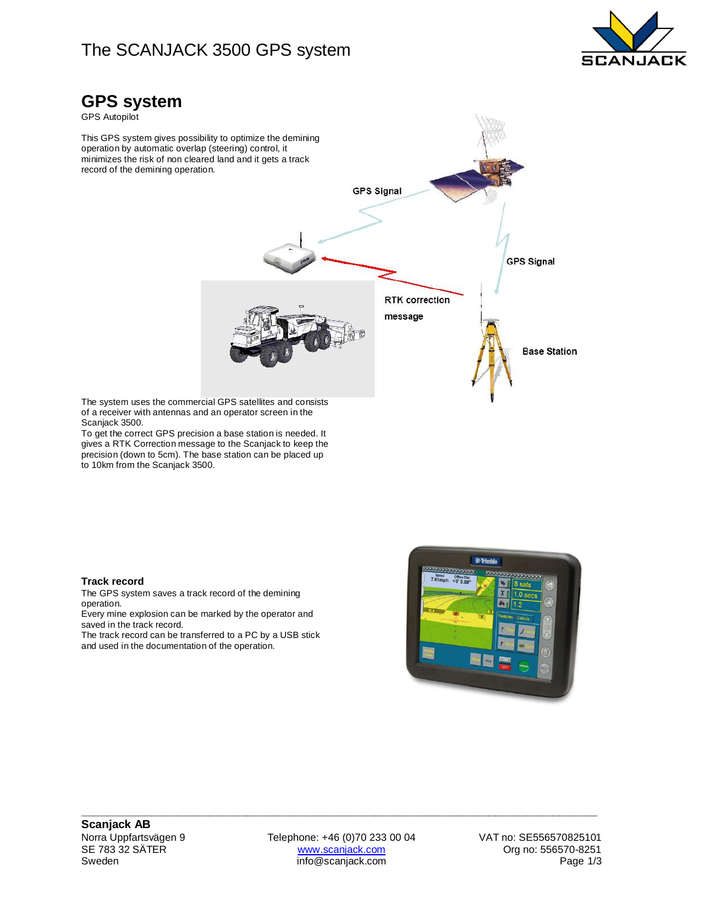# The SCANJACK 3500 GPS system

## GPS system

GPS Autopilot

This GPS system gives possibility to optimize the demining operation by automatic overlap (steering) control, it minimizes the risk of non cleared land and it gets a track record of the demining operation.

The system uses the commercial GPS satellites and consists of a receiver with antennas and an operator screen in the Scanjack 3500.
To get the correct GPS precision a base station is needed. It gives a RTK Correction message to the Scanjack to keep the precision (down to 5cm). The base station can be placed up to 10km from the Scanjack 3500.

### Track record

The GPS system saves a track record of the demining operation.
Every mine explosion can be marked by the operator and saved in the track record.
The track record can be transferred to a PC by a USB stick and used in the documentation of the operation.

---

**Scanjack AB**
Norra Uppfartsvägen 9
SE 783 32 SÄTER
Sweden

Telephone: +46 (0)70 233 00 04
www.scanjack.com
info@scanjack.com

VAT no: SE556570825101
Org no: 556570-8251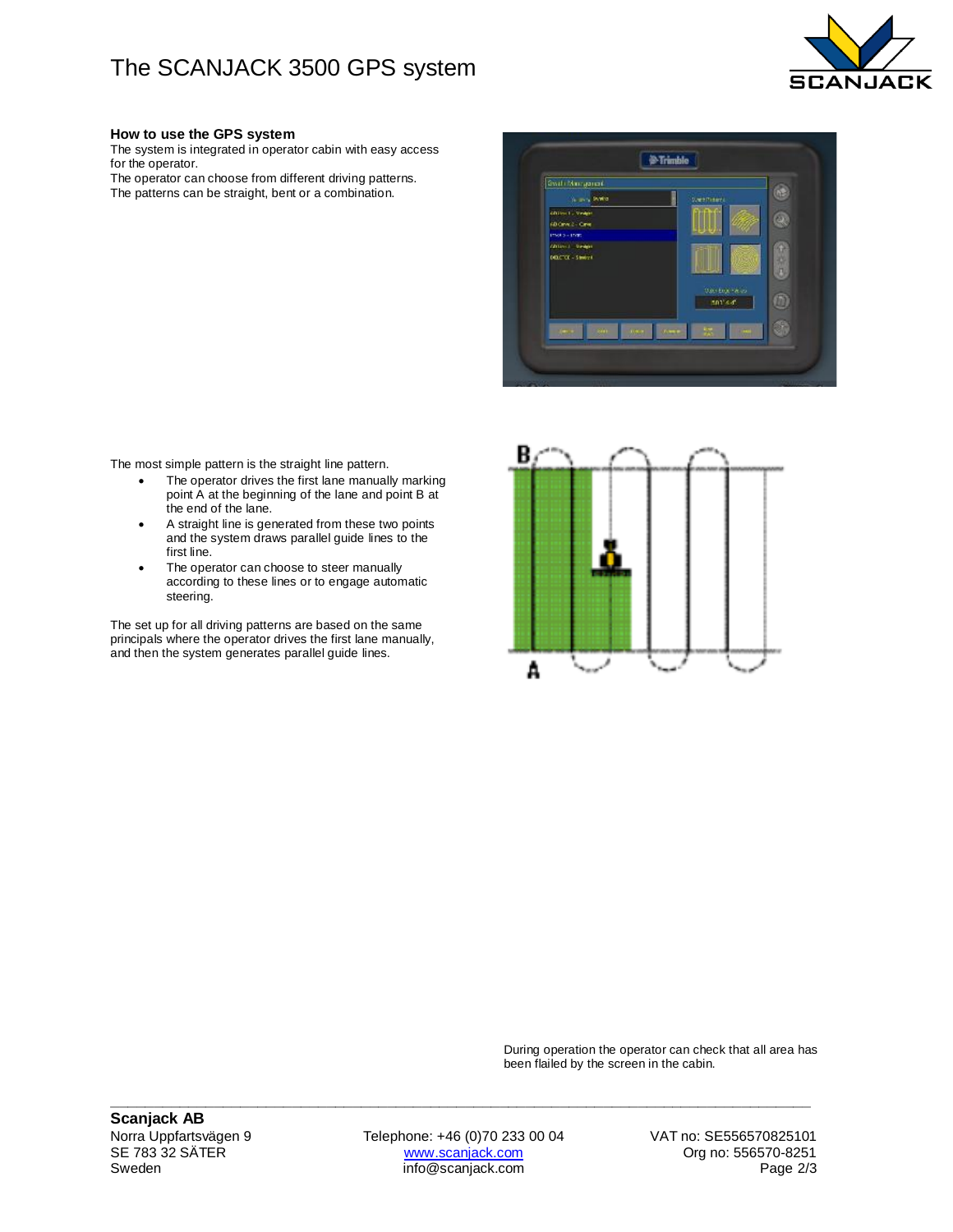# The SCANJACK 3500 GPS system

## How to use the GPS system

The system is integrated in operator cabin with easy access for the operator.
The operator can choose from different driving patterns.
The patterns can be straight, bent or a combination.

The most simple pattern is the straight line pattern.

- The operator drives the first lane manually marking point A at the beginning of the lane and point B at the end of the lane.
- A straight line is generated from these two points and the system draws parallel guide lines to the first line.
- The operator can choose to steer manually according to these lines or to engage automatic steering.

The set up for all driving patterns are based on the same principals where the operator drives the first lane manually, and then the system generates parallel guide lines.

During operation the operator can check that all area has been flailed by the screen in the cabin.

**Scanjack AB**
Norra Uppfartsvägen 9
SE 783 32 SÄTER
Sweden

Telephone: +46 (0)70 233 00 04
www.scanjack.com
info@scanjack.com

VAT no: SE556570825101
Org no: 556570-8251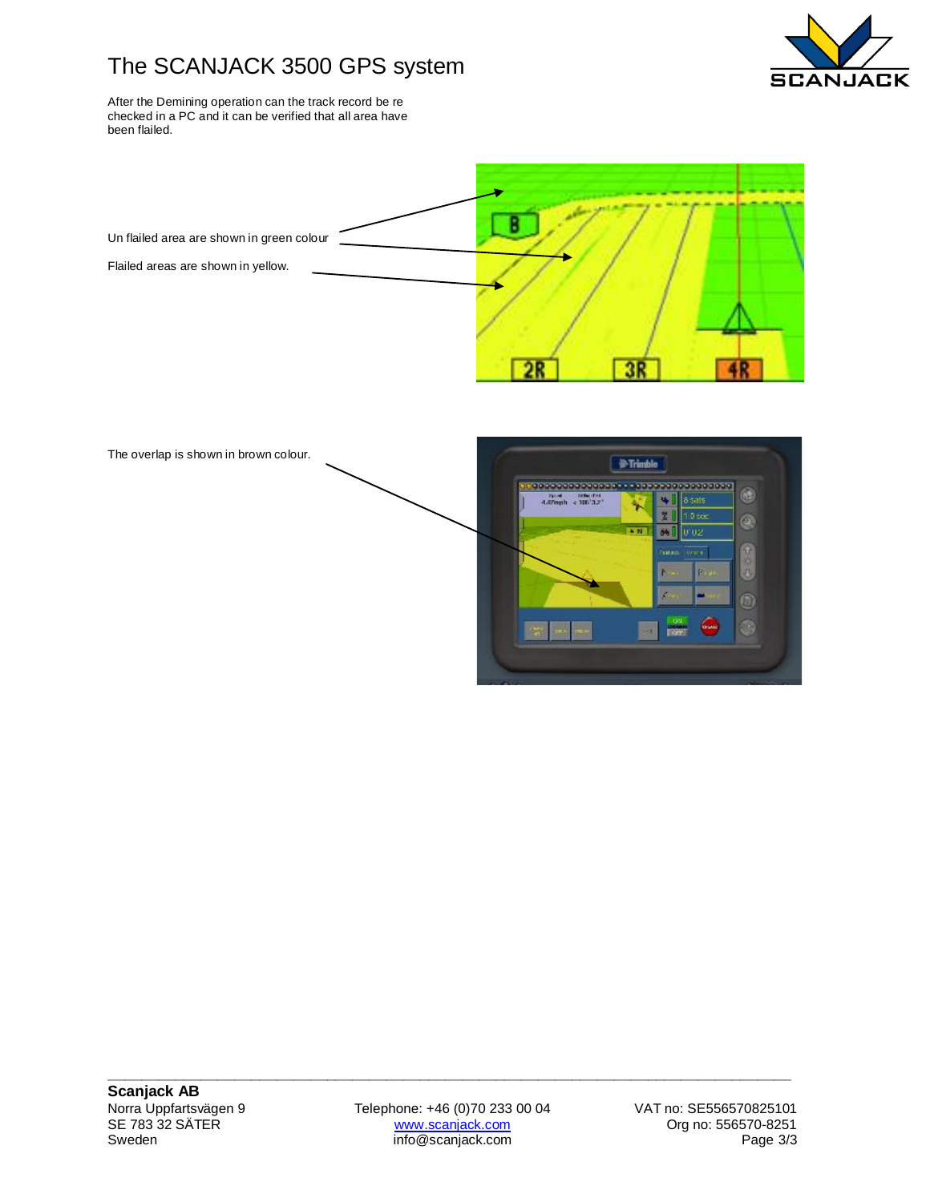# The SCANJACK 3500 GPS system

After the Demining operation can the track record be re checked in a PC and it can be verified that all area have been flailed.

Un flailed area are shown in green colour

Flailed areas are shown in yellow.

The overlap is shown in brown colour.

**Scanjack AB**
Norra Uppfartsvägen 9
SE 783 32 SÄTER
Sweden

Telephone: +46 (0)70 233 00 04
www.scanjack.com
info@scanjack.com

VAT no: SE556570825101
Org no: 556570-8251